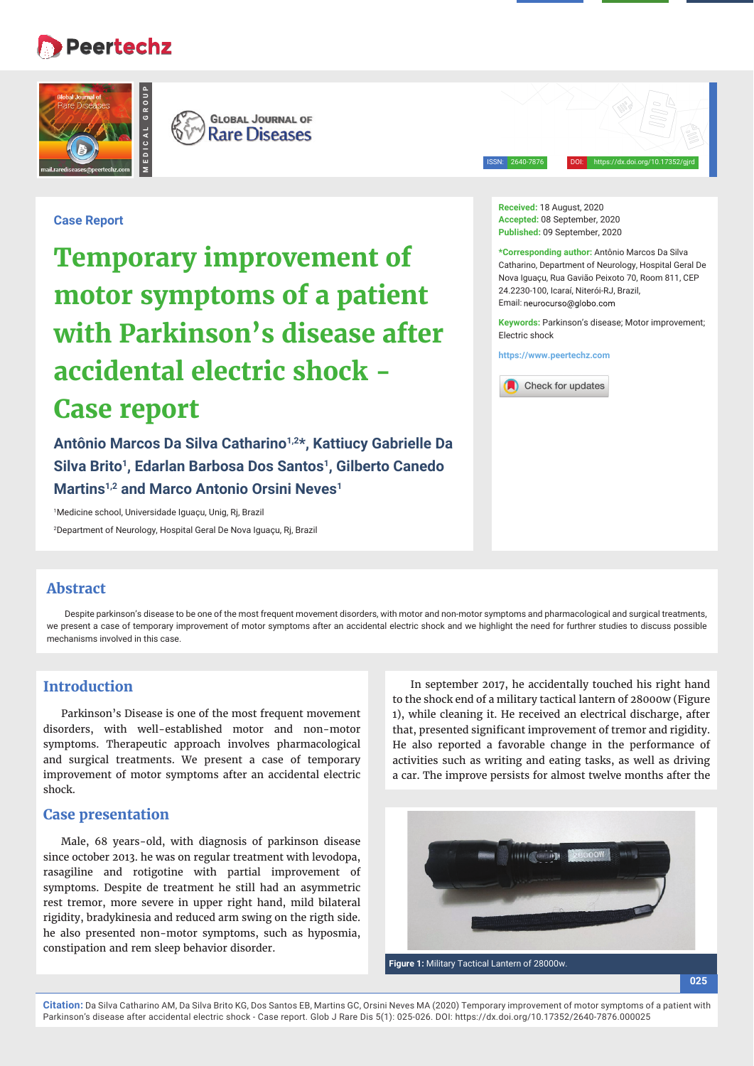Case Report

# Temporary improvement of motor symptoms of a patient with Parkinson's disease after accidental electric shock - Case report

**Antônio Marcos Da Silva Catharino[1,2]\*, Kattiucy Gabrielle Da Silva Brito[1], Edarlan Barbosa Dos Santos[1], Gilberto Canedo Martins[1,2] and Marco Antonio Orsini Neves[1]**

[1]Medicine school, Universidade Iguaçu, Unig, Rj, Brazil

[2]Department of Neurology, Hospital Geral De Nova Iguaçu, Rj, Brazil

**Received:** 18 August, 2020
**Accepted:** 08 September, 2020
**Published:** 09 September, 2020

**\*Corresponding author:** Antônio Marcos Da Silva Catharino, Department of Neurology, Hospital Geral De Nova Iguaçu, Rua Gavião Peixoto 70, Room 811, CEP 24.2230-100, Icaraí, Niterói-RJ, Brazil, Email: neurocurso@globo.com

**Keywords:** Parkinson's disease; Motor improvement; Electric shock

https://www.peertechz.com

## Abstract

Despite parkinson's disease to be one of the most frequent movement disorders, with motor and non-motor symptoms and pharmacological and surgical treatments, we present a case of temporary improvement of motor symptoms after an accidental electric shock and we highlight the need for furthrer studies to discuss possible mechanisms involved in this case.

## Introduction

Parkinson's Disease is one of the most frequent movement disorders, with well-established motor and non-motor symptoms. Therapeutic approach involves pharmacological and surgical treatments. We present a case of temporary improvement of motor symptoms after an accidental electric shock.

## Case presentation

Male, 68 years-old, with diagnosis of parkinson disease since october 2013. he was on regular treatment with levodopa, rasagiline and rotigotine with partial improvement of symptoms. Despite de treatment he still had an asymmetric rest tremor, more severe in upper right hand, mild bilateral rigidity, bradykinesia and reduced arm swing on the rigth side. he also presented non-motor symptoms, such as hyposmia, constipation and rem sleep behavior disorder.

In september 2017, he accidentally touched his right hand to the shock end of a military tactical lantern of 28000w (Figure 1), while cleaning it. He received an electrical discharge, after that, presented significant improvement of tremor and rigidity. He also reported a favorable change in the performance of activities such as writing and eating tasks, as well as driving a car. The improve persists for almost twelve months after the

**Figure 1:** Military Tactical Lantern of 28000w.

**Citation:** Da Silva Catharino AM, Da Silva Brito KG, Dos Santos EB, Martins GC, Orsini Neves MA (2020) Temporary improvement of motor symptoms of a patient with Parkinson's disease after accidental electric shock - Case report. Glob J Rare Dis 5(1): 025-026. DOI: https://dx.doi.org/10.17352/2640-7876.000025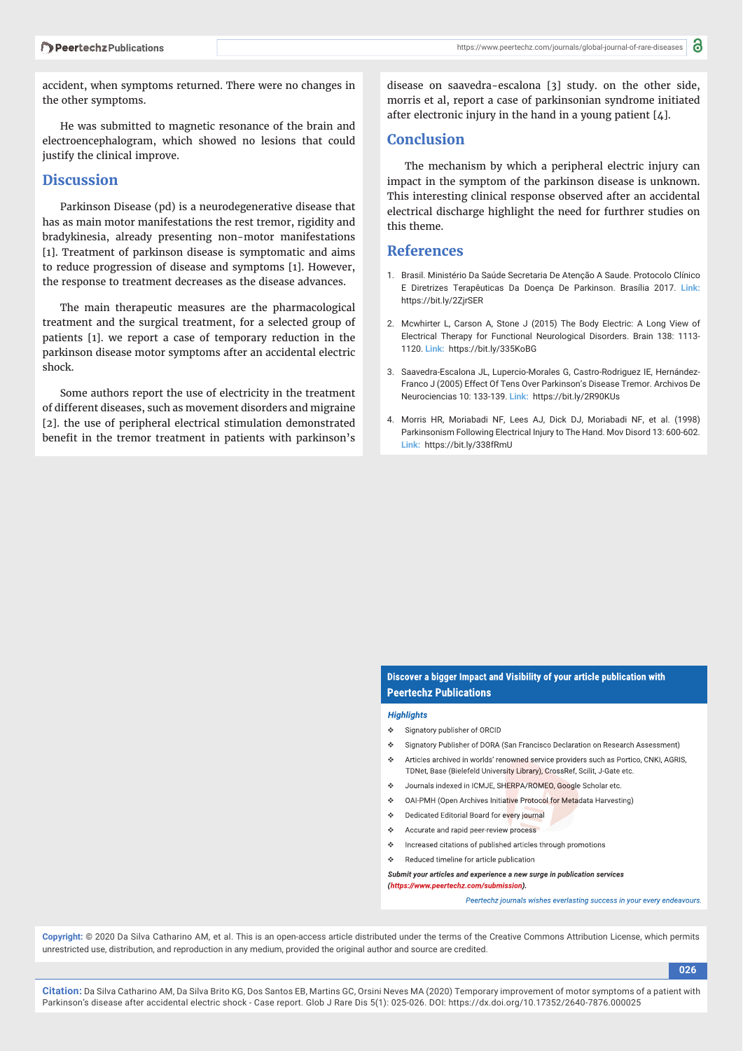accident, when symptoms returned. There were no changes in the other symptoms.

He was submitted to magnetic resonance of the brain and electroencephalogram, which showed no lesions that could justify the clinical improve.

## Discussion

Parkinson Disease (pd) is a neurodegenerative disease that has as main motor manifestations the rest tremor, rigidity and bradykinesia, already presenting non-motor manifestations [1]. Treatment of parkinson disease is symptomatic and aims to reduce progression of disease and symptoms [1]. However, the response to treatment decreases as the disease advances.

The main therapeutic measures are the pharmacological treatment and the surgical treatment, for a selected group of patients [1]. we report a case of temporary reduction in the parkinson disease motor symptoms after an accidental electric shock.

Some authors report the use of electricity in the treatment of different diseases, such as movement disorders and migraine [2]. the use of peripheral electrical stimulation demonstrated benefit in the tremor treatment in patients with parkinson's disease on saavedra-escalona [3] study. on the other side, morris et al, report a case of parkinsonian syndrome initiated after electronic injury in the hand in a young patient [4].

## Conclusion

The mechanism by which a peripheral electric injury can impact in the symptom of the parkinson disease is unknown. This interesting clinical response observed after an accidental electrical discharge highlight the need for furthrer studies on this theme.

## References

1. Brasil. Ministério Da Saúde Secretaria De Atenção A Saude. Protocolo Clínico E Diretrizes Terapêuticas Da Doença De Parkinson. Brasília 2017. **Link:** https://bit.ly/2ZjrSER
2. Mcwhirter L, Carson A, Stone J (2015) The Body Electric: A Long View of Electrical Therapy for Functional Neurological Disorders. Brain 138: 1113-1120. **Link:** https://bit.ly/335KoBG
3. Saavedra-Escalona JL, Lupercio-Morales G, Castro-Rodriguez IE, Hernández-Franco J (2005) Effect Of Tens Over Parkinson's Disease Tremor. Archivos De Neurociencias 10: 133-139. **Link:** https://bit.ly/2R90KUs
4. Morris HR, Moriabadi NF, Lees AJ, Dick DJ, Moriabadi NF, et al. (1998) Parkinsonism Following Electrical Injury to The Hand. Mov Disord 13: 600-602. **Link:** https://bit.ly/338fRmU

**Discover a bigger Impact and Visibility of your article publication with Peertechz Publications**

***Highlights***

- Signatory publisher of ORCID
- Signatory Publisher of DORA (San Francisco Declaration on Research Assessment)
- Articles archived in worlds' renowned service providers such as Portico, CNKI, AGRIS, TDNet, Base (Bielefeld University Library), CrossRef, Scilit, J-Gate etc.
- Journals indexed in ICMJE, SHERPA/ROMEO, Google Scholar etc.
- OAI-PMH (Open Archives Initiative Protocol for Metadata Harvesting)
- Dedicated Editorial Board for every journal
- Accurate and rapid peer-review process
- Increased citations of published articles through promotions
- Reduced timeline for article publication

***Submit your articles and experience a new surge in publication services (https://www.peertechz.com/submission).***

*Peertechz journals wishes everlasting success in your every endeavours.*

**Copyright:** © 2020 Da Silva Catharino AM, et al. This is an open-access article distributed under the terms of the Creative Commons Attribution License, which permits unrestricted use, distribution, and reproduction in any medium, provided the original author and source are credited.

**Citation:** Da Silva Catharino AM, Da Silva Brito KG, Dos Santos EB, Martins GC, Orsini Neves MA (2020) Temporary improvement of motor symptoms of a patient with Parkinson's disease after accidental electric shock - Case report. Glob J Rare Dis 5(1): 025-026. DOI: https://dx.doi.org/10.17352/2640-7876.000025